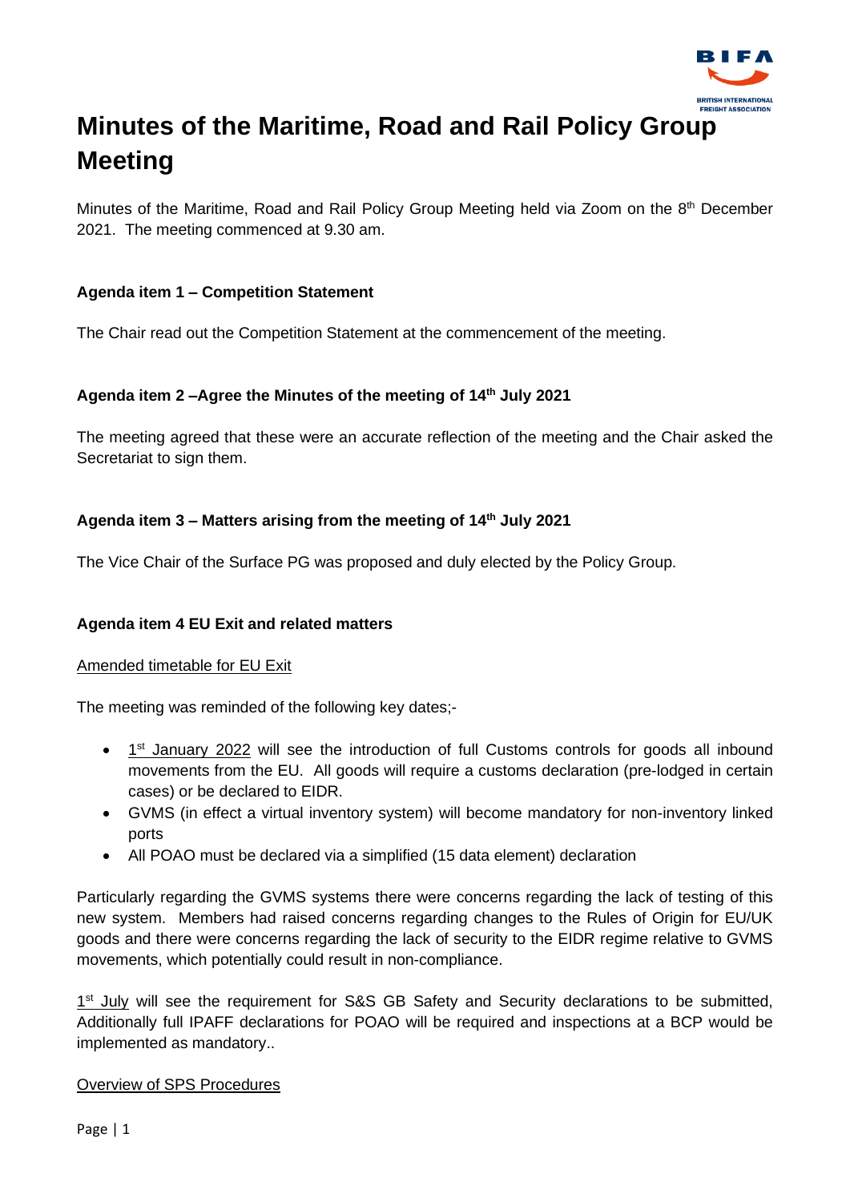# Minutes of the Maritime, Road and Rail Policy Group Meeting

Minutes of the Maritime, Road and Rail Policy Group Meeting held via Zoom on the 8th December 2021. The meeting commenced at 9.30 am.

**Agenda item 1 – Competition Statement**

The Chair read out the Competition Statement at the commencement of the meeting.

**Agenda item 2 –Agree the Minutes of the meeting of 14th July 2021**

The meeting agreed that these were an accurate reflection of the meeting and the Chair asked the Secretariat to sign them.

**Agenda item 3 – Matters arising from the meeting of 14th July 2021**

The Vice Chair of the Surface PG was proposed and duly elected by the Policy Group.

**Agenda item 4 EU Exit and related matters**

<u>Amended timetable for EU Exit</u>

The meeting was reminded of the following key dates;-

- <u>1st January 2022</u> will see the introduction of full Customs controls for goods all inbound movements from the EU. All goods will require a customs declaration (pre-lodged in certain cases) or be declared to EIDR.
- GVMS (in effect a virtual inventory system) will become mandatory for non-inventory linked ports
- All POAO must be declared via a simplified (15 data element) declaration

Particularly regarding the GVMS systems there were concerns regarding the lack of testing of this new system. Members had raised concerns regarding changes to the Rules of Origin for EU/UK goods and there were concerns regarding the lack of security to the EIDR regime relative to GVMS movements, which potentially could result in non-compliance.

<u>1st July</u> will see the requirement for S&S GB Safety and Security declarations to be submitted, Additionally full IPAFF declarations for POAO will be required and inspections at a BCP would be implemented as mandatory..

<u>Overview of SPS Procedures</u>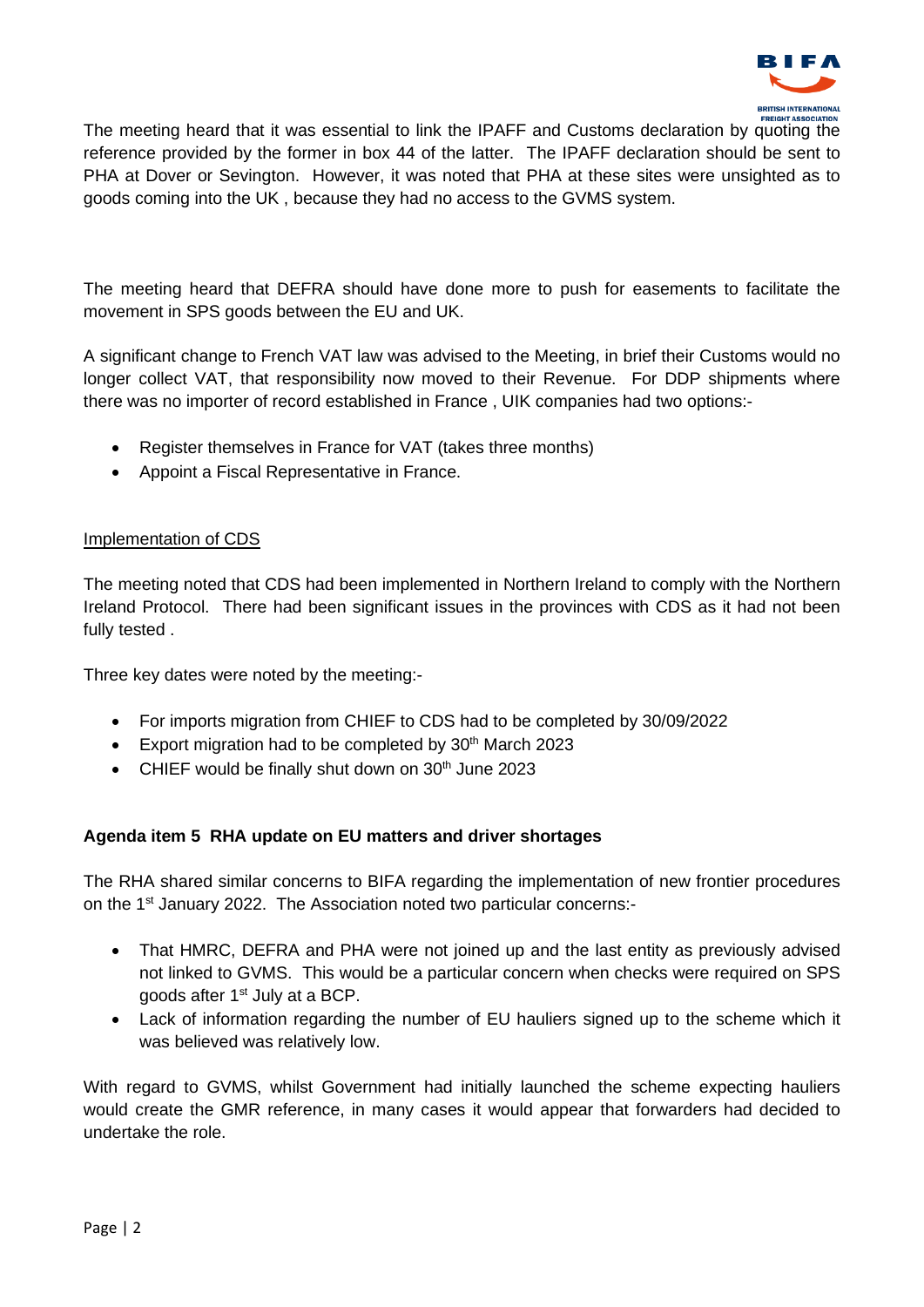The meeting heard that it was essential to link the IPAFF and Customs declaration by quoting the reference provided by the former in box 44 of the latter. The IPAFF declaration should be sent to PHA at Dover or Sevington. However, it was noted that PHA at these sites were unsighted as to goods coming into the UK , because they had no access to the GVMS system.

The meeting heard that DEFRA should have done more to push for easements to facilitate the movement in SPS goods between the EU and UK.

A significant change to French VAT law was advised to the Meeting, in brief their Customs would no longer collect VAT, that responsibility now moved to their Revenue. For DDP shipments where there was no importer of record established in France , UIK companies had two options:-

- Register themselves in France for VAT (takes three months)
- Appoint a Fiscal Representative in France.

<u>Implementation of CDS</u>

The meeting noted that CDS had been implemented in Northern Ireland to comply with the Northern Ireland Protocol. There had been significant issues in the provinces with CDS as it had not been fully tested .

Three key dates were noted by the meeting:-

- For imports migration from CHIEF to CDS had to be completed by 30/09/2022
- Export migration had to be completed by 30th March 2023
- CHIEF would be finally shut down on 30th June 2023

**Agenda item 5 RHA update on EU matters and driver shortages**

The RHA shared similar concerns to BIFA regarding the implementation of new frontier procedures on the 1st January 2022. The Association noted two particular concerns:-

- That HMRC, DEFRA and PHA were not joined up and the last entity as previously advised not linked to GVMS. This would be a particular concern when checks were required on SPS goods after 1st July at a BCP.
- Lack of information regarding the number of EU hauliers signed up to the scheme which it was believed was relatively low.

With regard to GVMS, whilst Government had initially launched the scheme expecting hauliers would create the GMR reference, in many cases it would appear that forwarders had decided to undertake the role.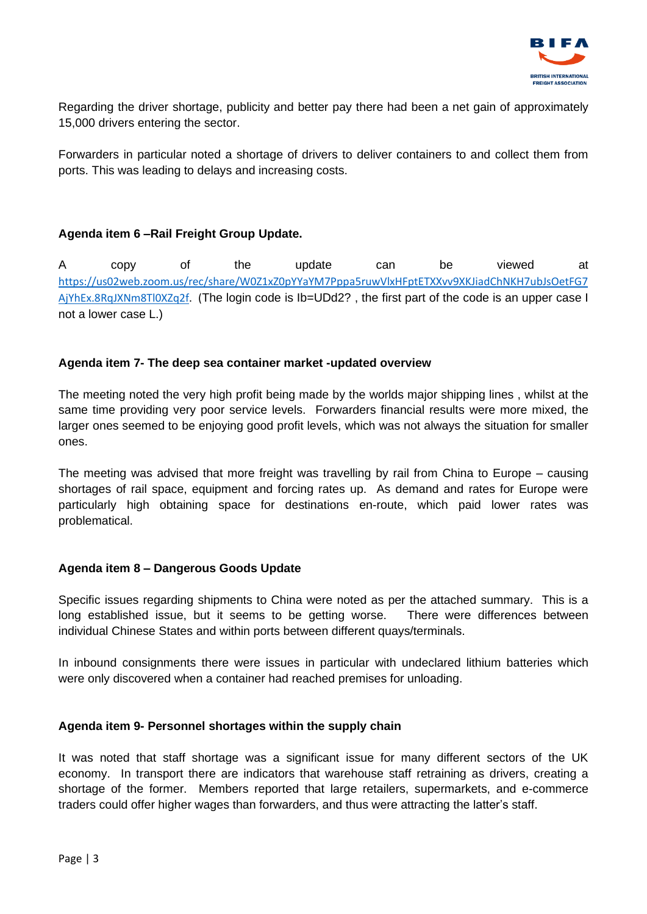Regarding the driver shortage, publicity and better pay there had been a net gain of approximately 15,000 drivers entering the sector.

Forwarders in particular noted a shortage of drivers to deliver containers to and collect them from ports. This was leading to delays and increasing costs.

**Agenda item 6 –Rail Freight Group Update.**

A copy of the update can be viewed at https://us02web.zoom.us/rec/share/W0Z1xZ0pYYaYM7Pppa5ruwVlxHFptETXXvv9XKJiadChNKH7ubJsOetFG7AjYhEx.8RqJXNm8TI0XZq2f. (The login code is Ib=UDd2? , the first part of the code is an upper case I not a lower case L.)

**Agenda item 7- The deep sea container market -updated overview**

The meeting noted the very high profit being made by the worlds major shipping lines , whilst at the same time providing very poor service levels. Forwarders financial results were more mixed, the larger ones seemed to be enjoying good profit levels, which was not always the situation for smaller ones.

The meeting was advised that more freight was travelling by rail from China to Europe – causing shortages of rail space, equipment and forcing rates up. As demand and rates for Europe were particularly high obtaining space for destinations en-route, which paid lower rates was problematical.

**Agenda item 8 – Dangerous Goods Update**

Specific issues regarding shipments to China were noted as per the attached summary. This is a long established issue, but it seems to be getting worse. There were differences between individual Chinese States and within ports between different quays/terminals.

In inbound consignments there were issues in particular with undeclared lithium batteries which were only discovered when a container had reached premises for unloading.

**Agenda item 9- Personnel shortages within the supply chain**

It was noted that staff shortage was a significant issue for many different sectors of the UK economy. In transport there are indicators that warehouse staff retraining as drivers, creating a shortage of the former. Members reported that large retailers, supermarkets, and e-commerce traders could offer higher wages than forwarders, and thus were attracting the latter's staff.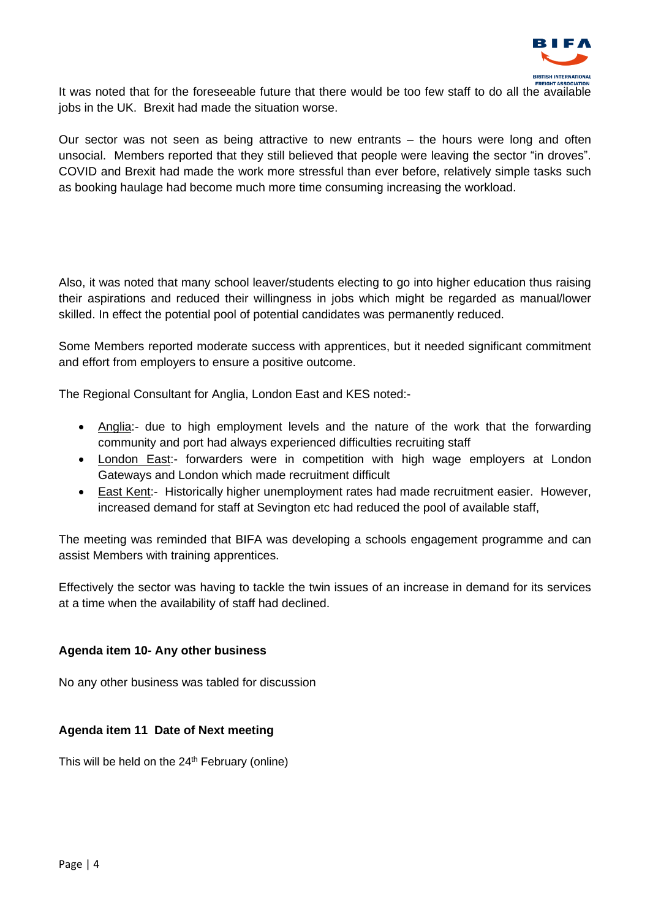It was noted that for the foreseeable future that there would be too few staff to do all the available jobs in the UK. Brexit had made the situation worse.

Our sector was not seen as being attractive to new entrants – the hours were long and often unsocial. Members reported that they still believed that people were leaving the sector "in droves". COVID and Brexit had made the work more stressful than ever before, relatively simple tasks such as booking haulage had become much more time consuming increasing the workload.

Also, it was noted that many school leaver/students electing to go into higher education thus raising their aspirations and reduced their willingness in jobs which might be regarded as manual/lower skilled. In effect the potential pool of potential candidates was permanently reduced.

Some Members reported moderate success with apprentices, but it needed significant commitment and effort from employers to ensure a positive outcome.

The Regional Consultant for Anglia, London East and KES noted:-

- Anglia:- due to high employment levels and the nature of the work that the forwarding community and port had always experienced difficulties recruiting staff
- London East:- forwarders were in competition with high wage employers at London Gateways and London which made recruitment difficult
- East Kent:- Historically higher unemployment rates had made recruitment easier. However, increased demand for staff at Sevington etc had reduced the pool of available staff,

The meeting was reminded that BIFA was developing a schools engagement programme and can assist Members with training apprentices.

Effectively the sector was having to tackle the twin issues of an increase in demand for its services at a time when the availability of staff had declined.

**Agenda item 10- Any other business**

No any other business was tabled for discussion

**Agenda item 11 Date of Next meeting**

This will be held on the 24th February (online)